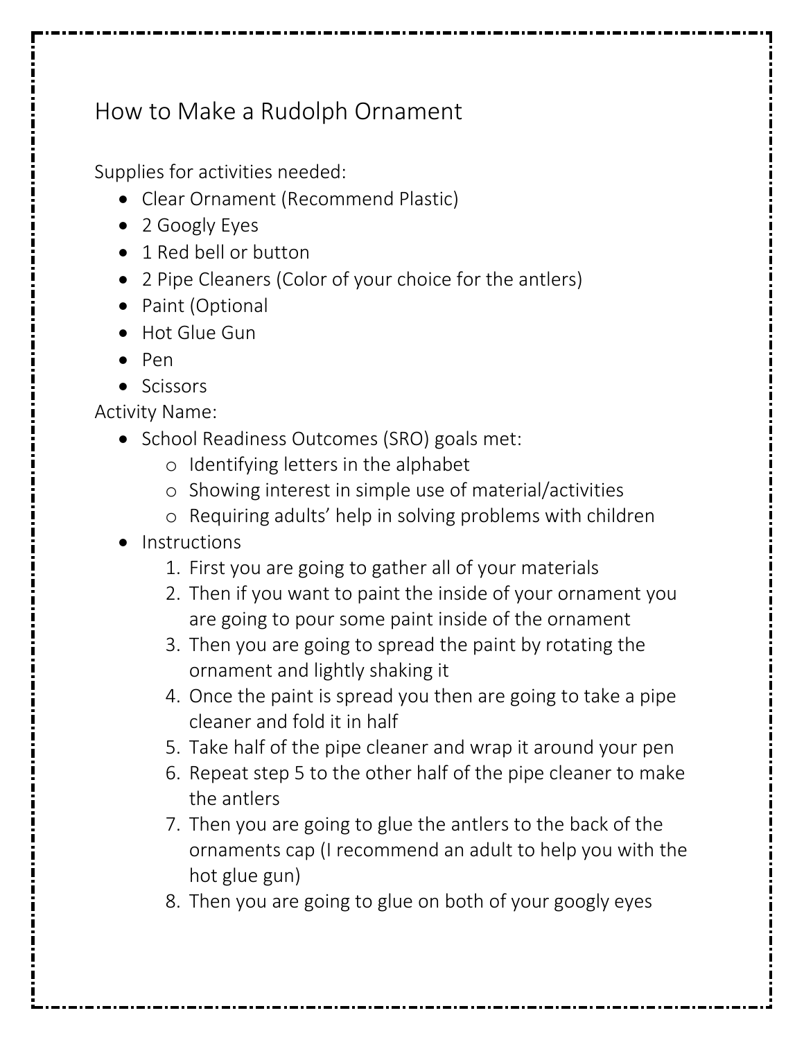# How to Make a Rudolph Ornament

Supplies for activities needed:

- Clear Ornament (Recommend Plastic)
- 2 Googly Eyes
- 1 Red bell or button
- 2 Pipe Cleaners (Color of your choice for the antlers)
- Paint (Optional
- Hot Glue Gun
- Pen
- Scissors

Activity Name:

- School Readiness Outcomes (SRO) goals met:
  - Identifying letters in the alphabet
  - Showing interest in simple use of material/activities
  - Requiring adults' help in solving problems with children
- Instructions
  1. First you are going to gather all of your materials
  2. Then if you want to paint the inside of your ornament you are going to pour some paint inside of the ornament
  3. Then you are going to spread the paint by rotating the ornament and lightly shaking it
  4. Once the paint is spread you then are going to take a pipe cleaner and fold it in half
  5. Take half of the pipe cleaner and wrap it around your pen
  6. Repeat step 5 to the other half of the pipe cleaner to make the antlers
  7. Then you are going to glue the antlers to the back of the ornaments cap (I recommend an adult to help you with the hot glue gun)
  8. Then you are going to glue on both of your googly eyes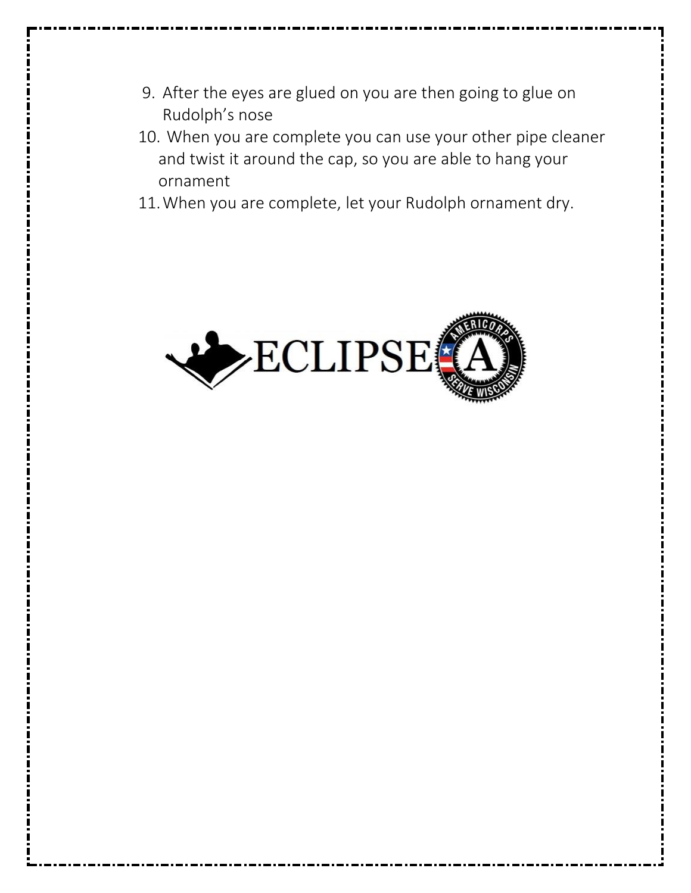9. After the eyes are glued on you are then going to glue on Rudolph's nose
10. When you are complete you can use your other pipe cleaner and twist it around the cap, so you are able to hang your ornament
11. When you are complete, let your Rudolph ornament dry.

ECLIPSE

AMERICORPS SERVE WISCONSIN